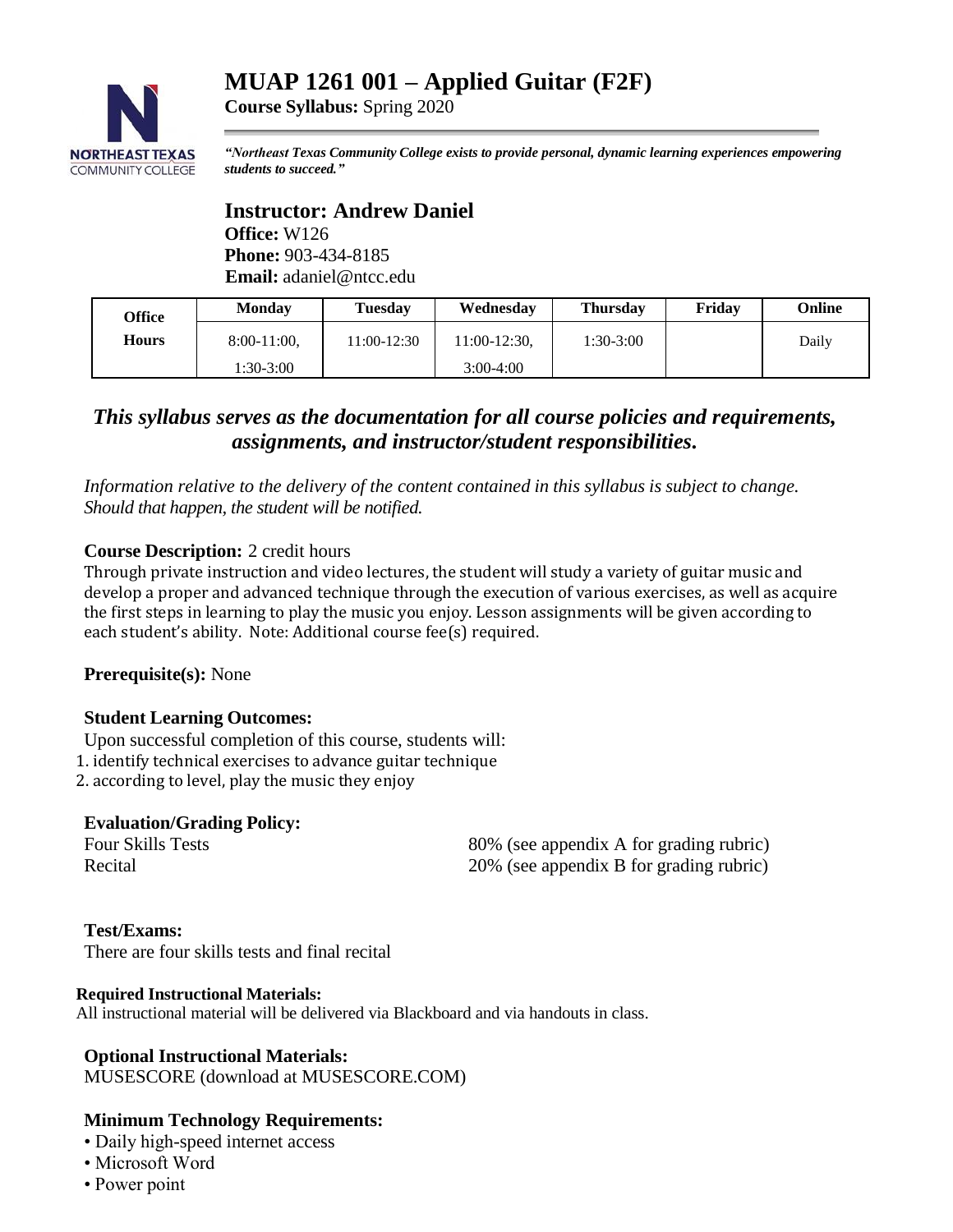# MUAP 1261 001 – Applied Guitar (F2F)

**Course Syllabus:** Spring 2020

***"Northeast Texas Community College exists to provide personal, dynamic learning experiences empowering students to succeed."***

## Instructor: Andrew Daniel

**Office:** W126
**Phone:** 903-434-8185
**Email:** adaniel@ntcc.edu

| Office Hours | Monday | Tuesday | Wednesday | Thursday | Friday | Online |
|---|---|---|---|---|---|---|
| | 8:00-11:00, 1:30-3:00 | 11:00-12:30 | 11:00-12:30, 3:00-4:00 | 1:30-3:00 | | Daily |

***This syllabus serves as the documentation for all course policies and requirements, assignments, and instructor/student responsibilities.***

*Information relative to the delivery of the content contained in this syllabus is subject to change. Should that happen, the student will be notified.*

**Course Description:** 2 credit hours
Through private instruction and video lectures, the student will study a variety of guitar music and develop a proper and advanced technique through the execution of various exercises, as well as acquire the first steps in learning to play the music you enjoy. Lesson assignments will be given according to each student's ability. Note: Additional course fee(s) required.

**Prerequisite(s):** None

**Student Learning Outcomes:**
Upon successful completion of this course, students will:
1. identify technical exercises to advance guitar technique
2. according to level, play the music they enjoy

**Evaluation/Grading Policy:**

| | |
|---|---|
| Four Skills Tests | 80% (see appendix A for grading rubric) |
| Recital | 20% (see appendix B for grading rubric) |

**Test/Exams:**
There are four skills tests and final recital

**Required Instructional Materials:**
All instructional material will be delivered via Blackboard and via handouts in class.

**Optional Instructional Materials:**
MUSESCORE (download at MUSESCORE.COM)

**Minimum Technology Requirements:**
- Daily high-speed internet access
- Microsoft Word
- Power point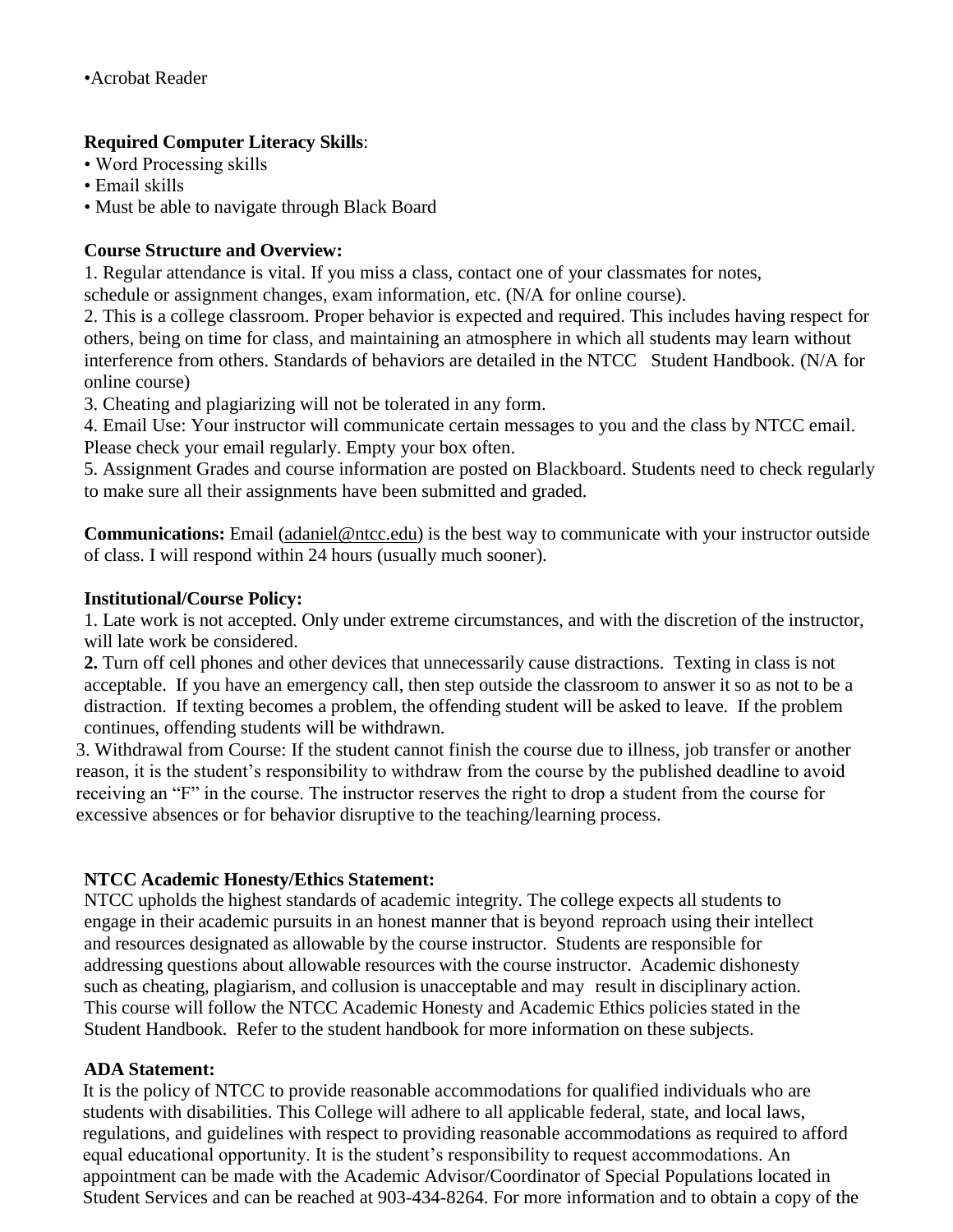•Acrobat Reader

**Required Computer Literacy Skills**:

- Word Processing skills
- Email skills
- Must be able to navigate through Black Board

**Course Structure and Overview:**

1. Regular attendance is vital. If you miss a class, contact one of your classmates for notes, schedule or assignment changes, exam information, etc. (N/A for online course).
2. This is a college classroom. Proper behavior is expected and required. This includes having respect for others, being on time for class, and maintaining an atmosphere in which all students may learn without interference from others. Standards of behaviors are detailed in the NTCC Student Handbook. (N/A for online course)
3. Cheating and plagiarizing will not be tolerated in any form.
4. Email Use: Your instructor will communicate certain messages to you and the class by NTCC email. Please check your email regularly. Empty your box often.
5. Assignment Grades and course information are posted on Blackboard. Students need to check regularly to make sure all their assignments have been submitted and graded.

**Communications:** Email (adaniel@ntcc.edu) is the best way to communicate with your instructor outside of class. I will respond within 24 hours (usually much sooner).

**Institutional/Course Policy:**

1. Late work is not accepted. Only under extreme circumstances, and with the discretion of the instructor, will late work be considered.
2. Turn off cell phones and other devices that unnecessarily cause distractions. Texting in class is not acceptable. If you have an emergency call, then step outside the classroom to answer it so as not to be a distraction. If texting becomes a problem, the offending student will be asked to leave. If the problem continues, offending students will be withdrawn.
3. Withdrawal from Course: If the student cannot finish the course due to illness, job transfer or another reason, it is the student's responsibility to withdraw from the course by the published deadline to avoid receiving an "F" in the course. The instructor reserves the right to drop a student from the course for excessive absences or for behavior disruptive to the teaching/learning process.

**NTCC Academic Honesty/Ethics Statement:**

NTCC upholds the highest standards of academic integrity. The college expects all students to engage in their academic pursuits in an honest manner that is beyond reproach using their intellect and resources designated as allowable by the course instructor. Students are responsible for addressing questions about allowable resources with the course instructor. Academic dishonesty such as cheating, plagiarism, and collusion is unacceptable and may result in disciplinary action. This course will follow the NTCC Academic Honesty and Academic Ethics policies stated in the Student Handbook. Refer to the student handbook for more information on these subjects.

**ADA Statement:**

It is the policy of NTCC to provide reasonable accommodations for qualified individuals who are students with disabilities. This College will adhere to all applicable federal, state, and local laws, regulations, and guidelines with respect to providing reasonable accommodations as required to afford equal educational opportunity. It is the student's responsibility to request accommodations. An appointment can be made with the Academic Advisor/Coordinator of Special Populations located in Student Services and can be reached at 903-434-8264. For more information and to obtain a copy of the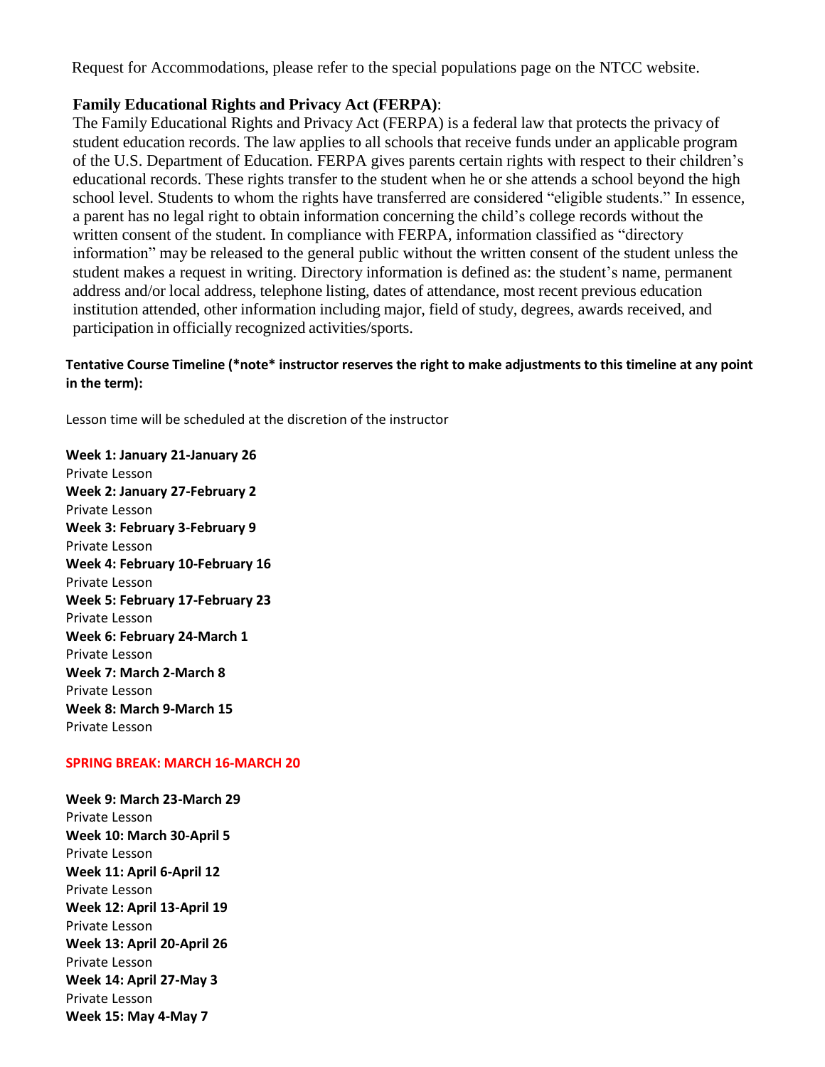Request for Accommodations, please refer to the special populations page on the NTCC website.

**Family Educational Rights and Privacy Act (FERPA)**:

The Family Educational Rights and Privacy Act (FERPA) is a federal law that protects the privacy of student education records. The law applies to all schools that receive funds under an applicable program of the U.S. Department of Education. FERPA gives parents certain rights with respect to their children's educational records. These rights transfer to the student when he or she attends a school beyond the high school level. Students to whom the rights have transferred are considered "eligible students." In essence, a parent has no legal right to obtain information concerning the child's college records without the written consent of the student. In compliance with FERPA, information classified as "directory information" may be released to the general public without the written consent of the student unless the student makes a request in writing. Directory information is defined as: the student's name, permanent address and/or local address, telephone listing, dates of attendance, most recent previous education institution attended, other information including major, field of study, degrees, awards received, and participation in officially recognized activities/sports.

**Tentative Course Timeline (\*note\* instructor reserves the right to make adjustments to this timeline at any point in the term):**

Lesson time will be scheduled at the discretion of the instructor

**Week 1: January 21-January 26**
Private Lesson

**Week 2: January 27-February 2**
Private Lesson

**Week 3: February 3-February 9**
Private Lesson

**Week 4: February 10-February 16**
Private Lesson

**Week 5: February 17-February 23**
Private Lesson

**Week 6: February 24-March 1**
Private Lesson

**Week 7: March 2-March 8**
Private Lesson

**Week 8: March 9-March 15**
Private Lesson

**SPRING BREAK: MARCH 16-MARCH 20**

**Week 9: March 23-March 29**
Private Lesson

**Week 10: March 30-April 5**
Private Lesson

**Week 11: April 6-April 12**
Private Lesson

**Week 12: April 13-April 19**
Private Lesson

**Week 13: April 20-April 26**
Private Lesson

**Week 14: April 27-May 3**
Private Lesson

**Week 15: May 4-May 7**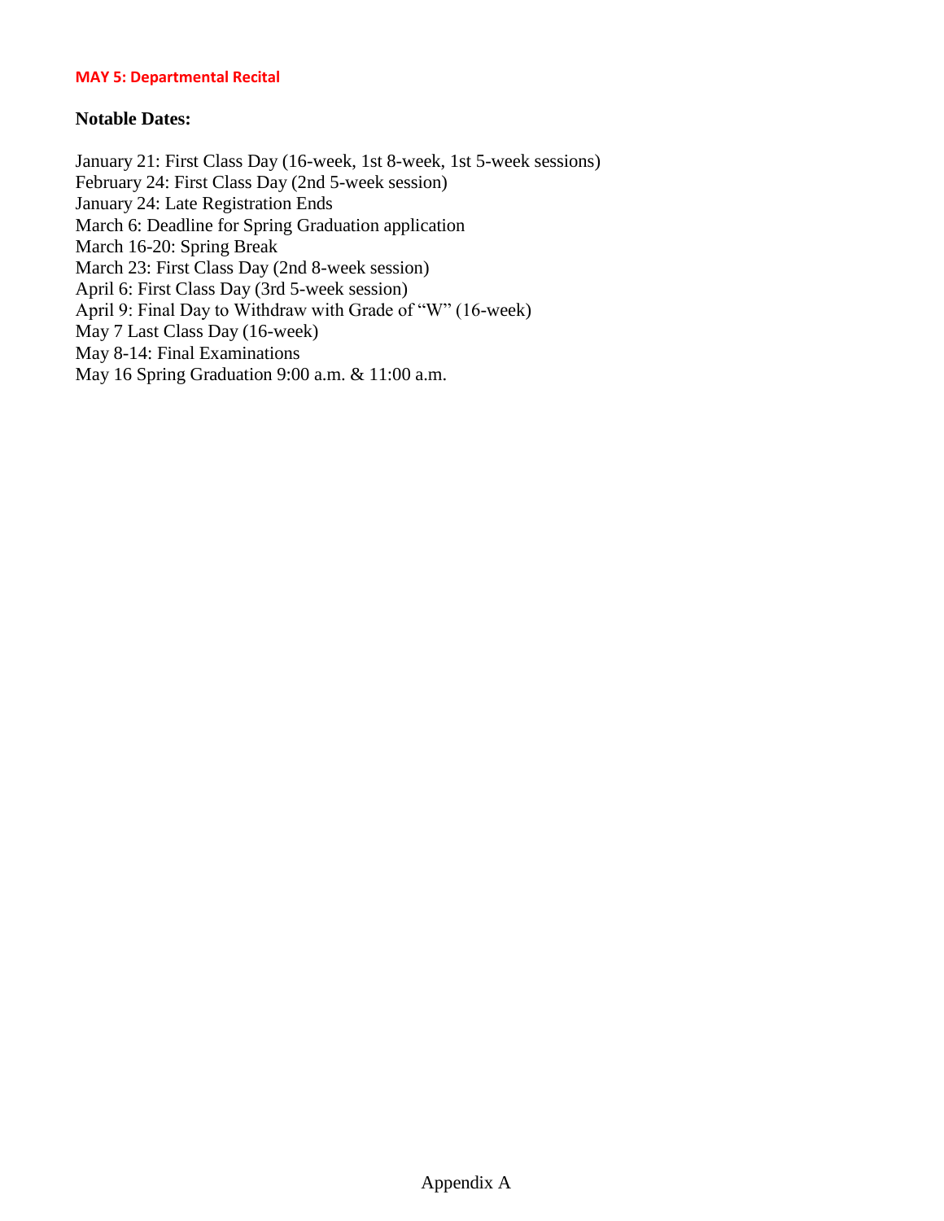**MAY 5: Departmental Recital**

**Notable Dates:**

January 21: First Class Day (16-week, 1st 8-week, 1st 5-week sessions)
February 24: First Class Day (2nd 5-week session)
January 24: Late Registration Ends
March 6: Deadline for Spring Graduation application
March 16-20: Spring Break
March 23: First Class Day (2nd 8-week session)
April 6: First Class Day (3rd 5-week session)
April 9: Final Day to Withdraw with Grade of "W" (16-week)
May 7 Last Class Day (16-week)
May 8-14: Final Examinations
May 16 Spring Graduation 9:00 a.m. & 11:00 a.m.

Appendix A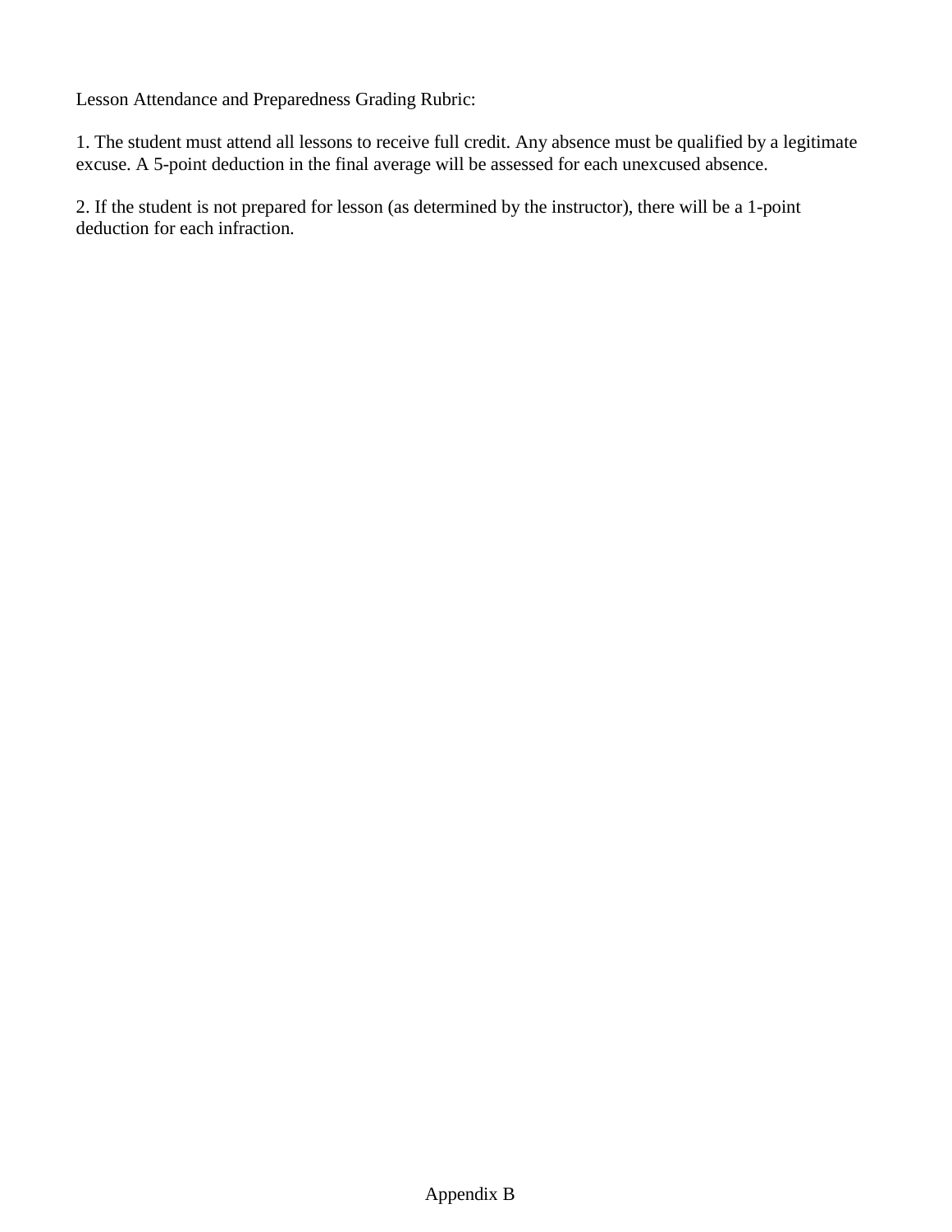Lesson Attendance and Preparedness Grading Rubric:

1. The student must attend all lessons to receive full credit. Any absence must be qualified by a legitimate excuse. A 5-point deduction in the final average will be assessed for each unexcused absence.

2. If the student is not prepared for lesson (as determined by the instructor), there will be a 1-point deduction for each infraction.

Appendix B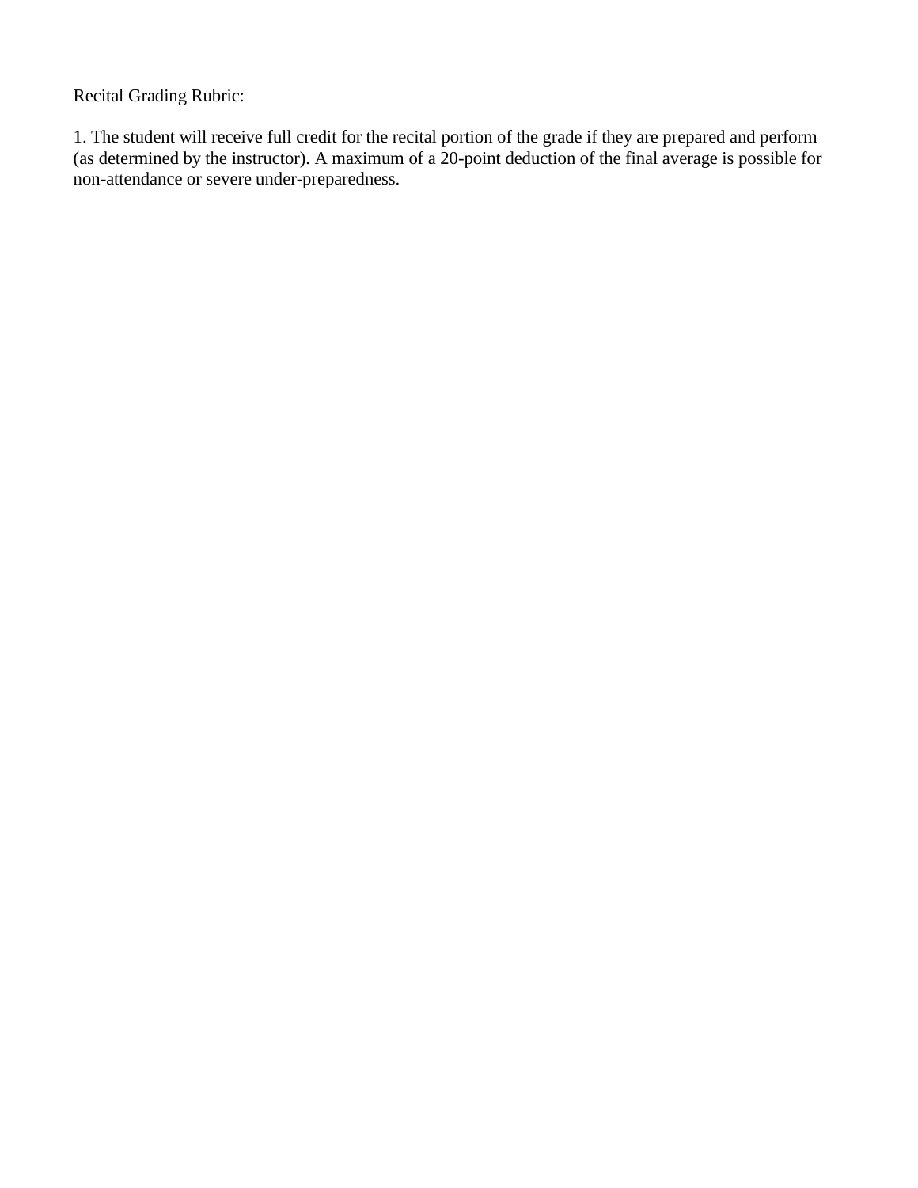Recital Grading Rubric:

1. The student will receive full credit for the recital portion of the grade if they are prepared and perform (as determined by the instructor). A maximum of a 20-point deduction of the final average is possible for non-attendance or severe under-preparedness.